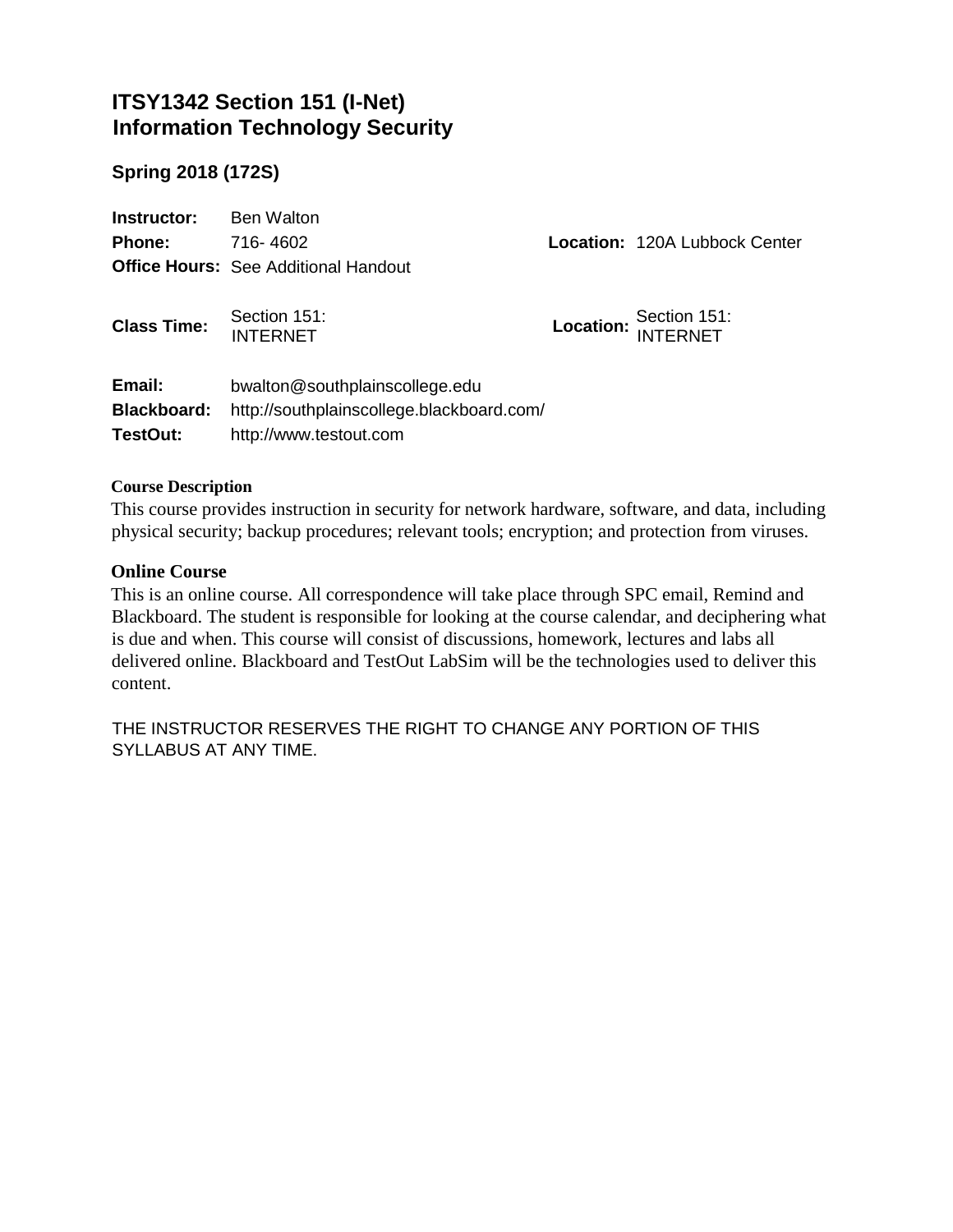# ITSY1342 Section 151 (I-Net)
# Information Technology Security

### Spring 2018 (172S)

**Instructor:** Ben Walton
**Phone:** 716- 4602
**Location:** 120A Lubbock Center
**Office Hours:** See Additional Handout

**Class Time:** Section 151: INTERNET
**Location:** Section 151: INTERNET

**Email:** bwalton@southplainscollege.edu
**Blackboard:** http://southplainscollege.blackboard.com/
**TestOut:** http://www.testout.com

**Course Description**

This course provides instruction in security for network hardware, software, and data, including physical security; backup procedures; relevant tools; encryption; and protection from viruses.

**Online Course**

This is an online course. All correspondence will take place through SPC email, Remind and Blackboard. The student is responsible for looking at the course calendar, and deciphering what is due and when. This course will consist of discussions, homework, lectures and labs all delivered online. Blackboard and TestOut LabSim will be the technologies used to deliver this content.

THE INSTRUCTOR RESERVES THE RIGHT TO CHANGE ANY PORTION OF THIS SYLLABUS AT ANY TIME.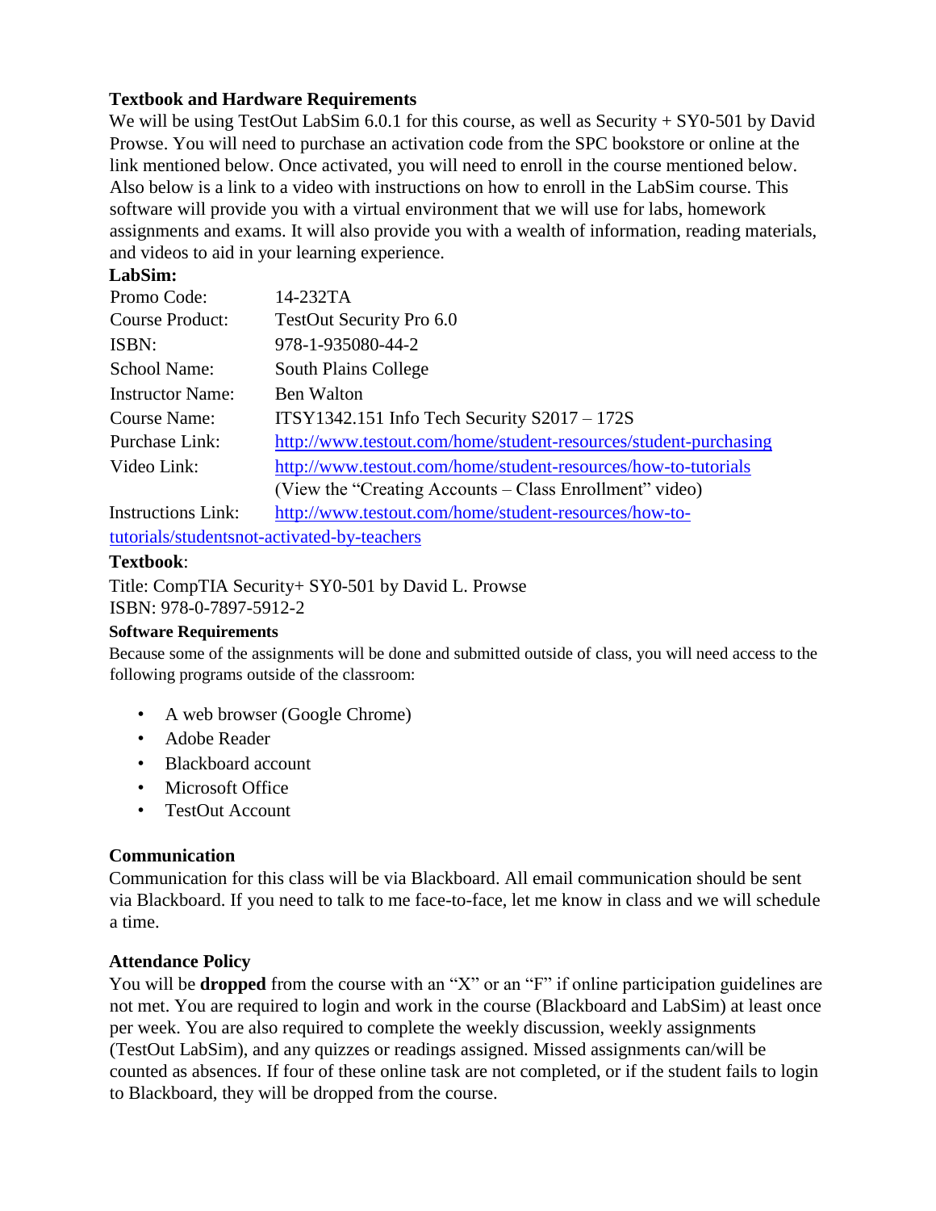### Textbook and Hardware Requirements

We will be using TestOut LabSim 6.0.1 for this course, as well as Security + SY0-501 by David Prowse. You will need to purchase an activation code from the SPC bookstore or online at the link mentioned below. Once activated, you will need to enroll in the course mentioned below. Also below is a link to a video with instructions on how to enroll in the LabSim course. This software will provide you with a virtual environment that we will use for labs, homework assignments and exams. It will also provide you with a wealth of information, reading materials, and videos to aid in your learning experience.

**LabSim:**

| | |
|---|---|
| Promo Code: | 14-232TA |
| Course Product: | TestOut Security Pro 6.0 |
| ISBN: | 978-1-935080-44-2 |
| School Name: | South Plains College |
| Instructor Name: | Ben Walton |
| Course Name: | ITSY1342.151 Info Tech Security S2017 – 172S |
| Purchase Link: | http://www.testout.com/home/student-resources/student-purchasing |
| Video Link: | http://www.testout.com/home/student-resources/how-to-tutorials (View the "Creating Accounts – Class Enrollment" video) |
| Instructions Link: | http://www.testout.com/home/student-resources/how-to-tutorials/studentsnot-activated-by-teachers |

**Textbook**:

Title: CompTIA Security+ SY0-501 by David L. Prowse
ISBN: 978-0-7897-5912-2

**Software Requirements**

Because some of the assignments will be done and submitted outside of class, you will need access to the following programs outside of the classroom:

- A web browser (Google Chrome)
- Adobe Reader
- Blackboard account
- Microsoft Office
- TestOut Account

### Communication

Communication for this class will be via Blackboard. All email communication should be sent via Blackboard. If you need to talk to me face-to-face, let me know in class and we will schedule a time.

### Attendance Policy

You will be **dropped** from the course with an "X" or an "F" if online participation guidelines are not met. You are required to login and work in the course (Blackboard and LabSim) at least once per week. You are also required to complete the weekly discussion, weekly assignments (TestOut LabSim), and any quizzes or readings assigned. Missed assignments can/will be counted as absences. If four of these online task are not completed, or if the student fails to login to Blackboard, they will be dropped from the course.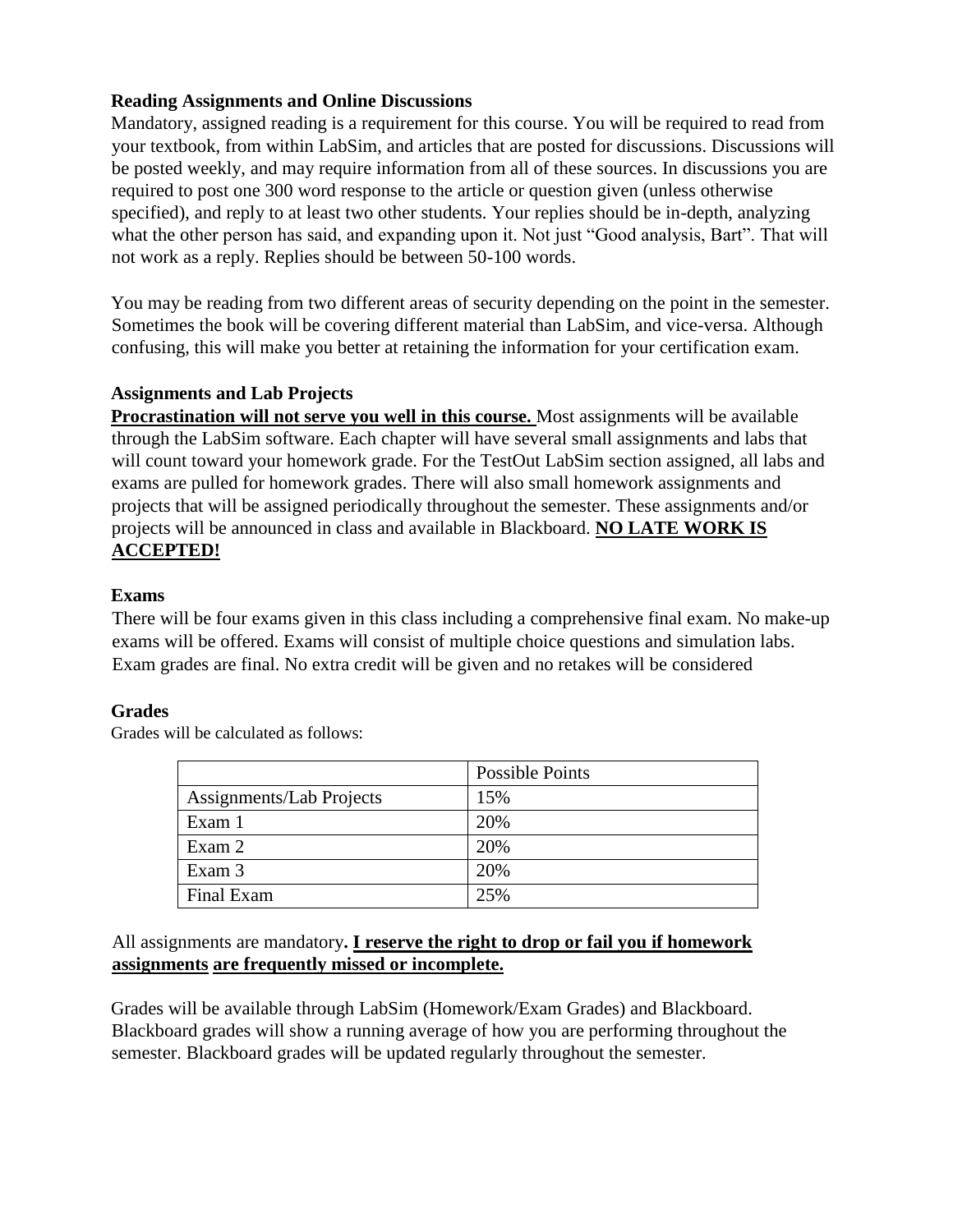### Reading Assignments and Online Discussions

Mandatory, assigned reading is a requirement for this course. You will be required to read from your textbook, from within LabSim, and articles that are posted for discussions. Discussions will be posted weekly, and may require information from all of these sources. In discussions you are required to post one 300 word response to the article or question given (unless otherwise specified), and reply to at least two other students. Your replies should be in-depth, analyzing what the other person has said, and expanding upon it. Not just "Good analysis, Bart". That will not work as a reply. Replies should be between 50-100 words.

You may be reading from two different areas of security depending on the point in the semester. Sometimes the book will be covering different material than LabSim, and vice-versa. Although confusing, this will make you better at retaining the information for your certification exam.

### Assignments and Lab Projects

**Procrastination will not serve you well in this course.** Most assignments will be available through the LabSim software. Each chapter will have several small assignments and labs that will count toward your homework grade. For the TestOut LabSim section assigned, all labs and exams are pulled for homework grades. There will also small homework assignments and projects that will be assigned periodically throughout the semester. These assignments and/or projects will be announced in class and available in Blackboard. **NO LATE WORK IS ACCEPTED!**

### Exams

There will be four exams given in this class including a comprehensive final exam. No make-up exams will be offered. Exams will consist of multiple choice questions and simulation labs. Exam grades are final. No extra credit will be given and no retakes will be considered

### Grades

Grades will be calculated as follows:

| | Possible Points |
|---|---|
| Assignments/Lab Projects | 15% |
| Exam 1 | 20% |
| Exam 2 | 20% |
| Exam 3 | 20% |
| Final Exam | 25% |

All assignments are mandatory**. I reserve the right to drop or fail you if homework assignments are frequently missed or incomplete.**

Grades will be available through LabSim (Homework/Exam Grades) and Blackboard. Blackboard grades will show a running average of how you are performing throughout the semester. Blackboard grades will be updated regularly throughout the semester.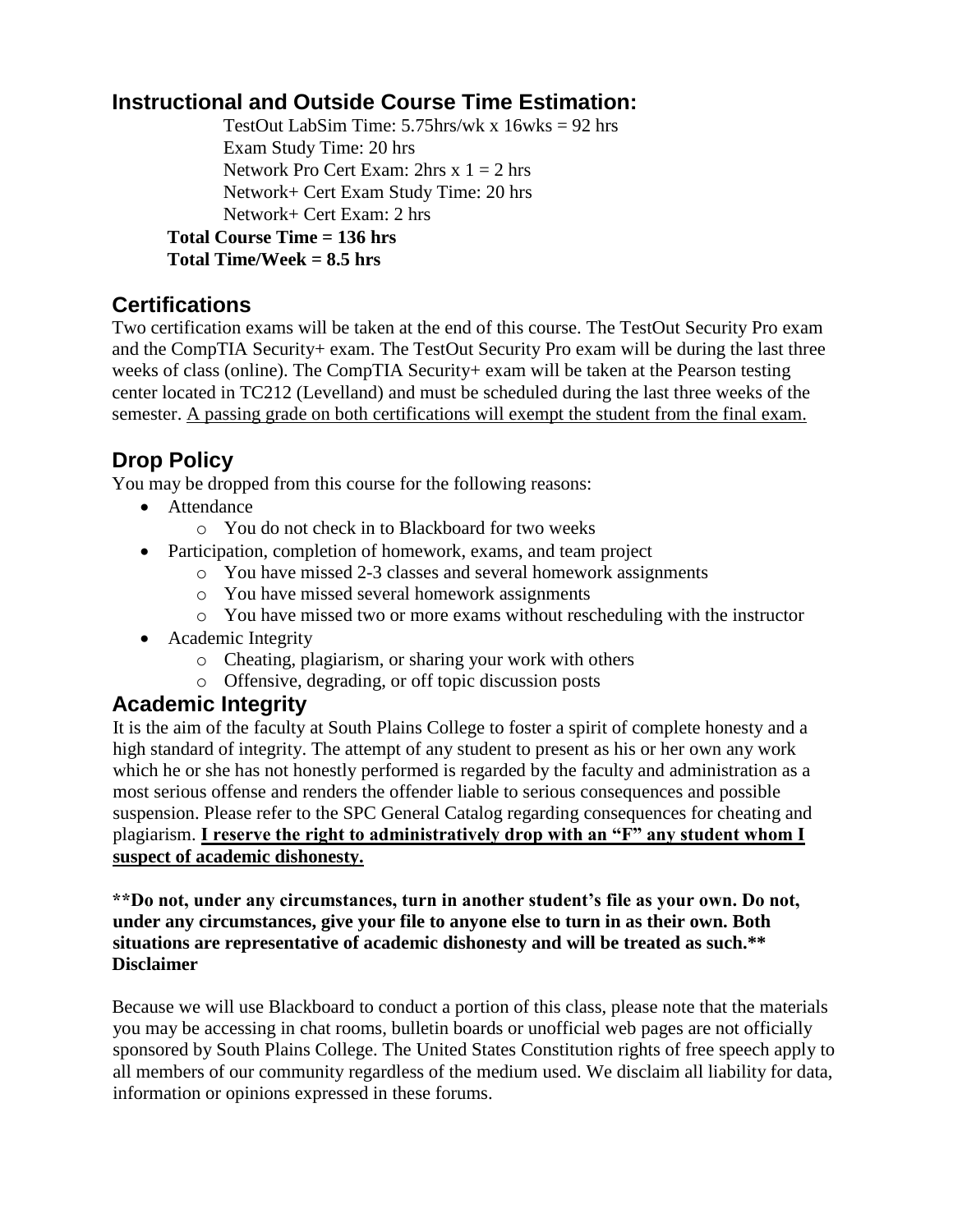## Instructional and Outside Course Time Estimation:

TestOut LabSim Time: 5.75hrs/wk x 16wks = 92 hrs
Exam Study Time: 20 hrs
Network Pro Cert Exam: 2hrs x 1 = 2 hrs
Network+ Cert Exam Study Time: 20 hrs
Network+ Cert Exam: 2 hrs

**Total Course Time = 136 hrs**
**Total Time/Week = 8.5 hrs**

## Certifications

Two certification exams will be taken at the end of this course. The TestOut Security Pro exam and the CompTIA Security+ exam. The TestOut Security Pro exam will be during the last three weeks of class (online). The CompTIA Security+ exam will be taken at the Pearson testing center located in TC212 (Levelland) and must be scheduled during the last three weeks of the semester. <u>A passing grade on both certifications will exempt the student from the final exam.</u>

## Drop Policy

You may be dropped from this course for the following reasons:

- Attendance
  - You do not check in to Blackboard for two weeks
- Participation, completion of homework, exams, and team project
  - You have missed 2-3 classes and several homework assignments
  - You have missed several homework assignments
  - You have missed two or more exams without rescheduling with the instructor
- Academic Integrity
  - Cheating, plagiarism, or sharing your work with others
  - Offensive, degrading, or off topic discussion posts

## Academic Integrity

It is the aim of the faculty at South Plains College to foster a spirit of complete honesty and a high standard of integrity. The attempt of any student to present as his or her own any work which he or she has not honestly performed is regarded by the faculty and administration as a most serious offense and renders the offender liable to serious consequences and possible suspension. Please refer to the SPC General Catalog regarding consequences for cheating and plagiarism. **<u>I reserve the right to administratively drop with an "F" any student whom I suspect of academic dishonesty.</u>**

**\*\*Do not, under any circumstances, turn in another student's file as your own. Do not, under any circumstances, give your file to anyone else to turn in as their own. Both situations are representative of academic dishonesty and will be treated as such.\*\***

**Disclaimer**

Because we will use Blackboard to conduct a portion of this class, please note that the materials you may be accessing in chat rooms, bulletin boards or unofficial web pages are not officially sponsored by South Plains College. The United States Constitution rights of free speech apply to all members of our community regardless of the medium used. We disclaim all liability for data, information or opinions expressed in these forums.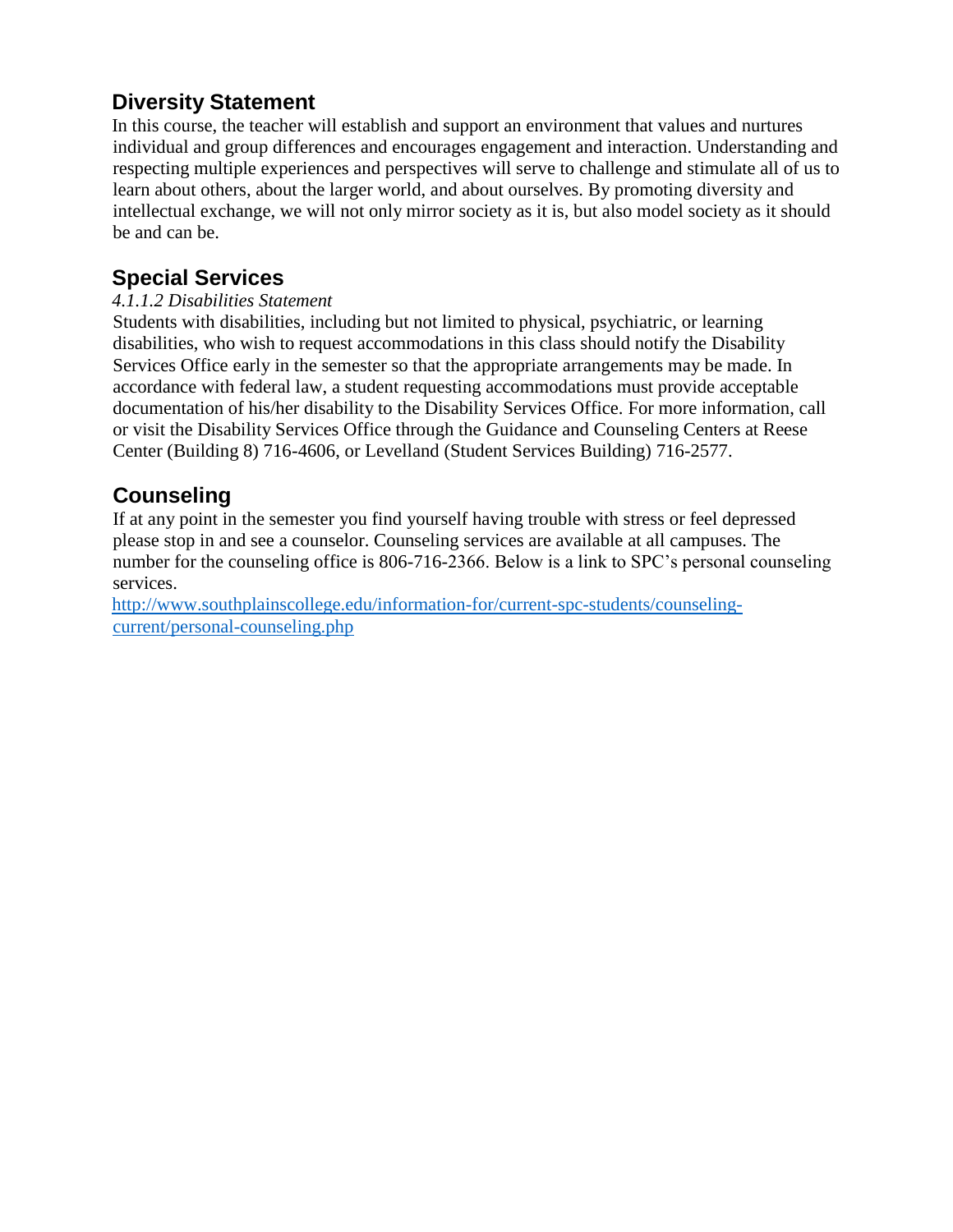## Diversity Statement

In this course, the teacher will establish and support an environment that values and nurtures individual and group differences and encourages engagement and interaction. Understanding and respecting multiple experiences and perspectives will serve to challenge and stimulate all of us to learn about others, about the larger world, and about ourselves. By promoting diversity and intellectual exchange, we will not only mirror society as it is, but also model society as it should be and can be.

## Special Services

*4.1.1.2 Disabilities Statement*

Students with disabilities, including but not limited to physical, psychiatric, or learning disabilities, who wish to request accommodations in this class should notify the Disability Services Office early in the semester so that the appropriate arrangements may be made. In accordance with federal law, a student requesting accommodations must provide acceptable documentation of his/her disability to the Disability Services Office. For more information, call or visit the Disability Services Office through the Guidance and Counseling Centers at Reese Center (Building 8) 716-4606, or Levelland (Student Services Building) 716-2577.

## Counseling

If at any point in the semester you find yourself having trouble with stress or feel depressed please stop in and see a counselor. Counseling services are available at all campuses. The number for the counseling office is 806-716-2366. Below is a link to SPC's personal counseling services.

[http://www.southplainscollege.edu/information-for/current-spc-students/counseling-current/personal-counseling.php](http://www.southplainscollege.edu/information-for/current-spc-students/counseling-current/personal-counseling.php)